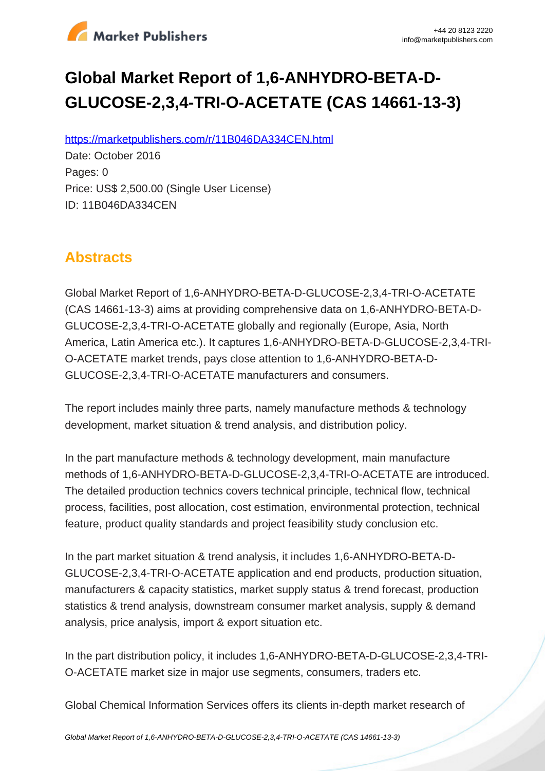# Global Market Report of 1,6-ANHYDRO-BETA-D-GLUCOSE-2,3,4-TRI-O-ACETATE (CAS 14661-13-3)

https://marketpublishers.com/r/11B046DA334CEN.html

Date: October 2016

Pages: 0

Price: US$ 2,500.00 (Single User License)

ID: 11B046DA334CEN

## Abstracts

Global Market Report of 1,6-ANHYDRO-BETA-D-GLUCOSE-2,3,4-TRI-O-ACETATE (CAS 14661-13-3) aims at providing comprehensive data on 1,6-ANHYDRO-BETA-D-GLUCOSE-2,3,4-TRI-O-ACETATE globally and regionally (Europe, Asia, North America, Latin America etc.). It captures 1,6-ANHYDRO-BETA-D-GLUCOSE-2,3,4-TRI-O-ACETATE market trends, pays close attention to 1,6-ANHYDRO-BETA-D-GLUCOSE-2,3,4-TRI-O-ACETATE manufacturers and consumers.

The report includes mainly three parts, namely manufacture methods & technology development, market situation & trend analysis, and distribution policy.

In the part manufacture methods & technology development, main manufacture methods of 1,6-ANHYDRO-BETA-D-GLUCOSE-2,3,4-TRI-O-ACETATE are introduced. The detailed production technics covers technical principle, technical flow, technical process, facilities, post allocation, cost estimation, environmental protection, technical feature, product quality standards and project feasibility study conclusion etc.

In the part market situation & trend analysis, it includes 1,6-ANHYDRO-BETA-D-GLUCOSE-2,3,4-TRI-O-ACETATE application and end products, production situation, manufacturers & capacity statistics, market supply status & trend forecast, production statistics & trend analysis, downstream consumer market analysis, supply & demand analysis, price analysis, import & export situation etc.

In the part distribution policy, it includes 1,6-ANHYDRO-BETA-D-GLUCOSE-2,3,4-TRI-O-ACETATE market size in major use segments, consumers, traders etc.

Global Chemical Information Services offers its clients in-depth market research of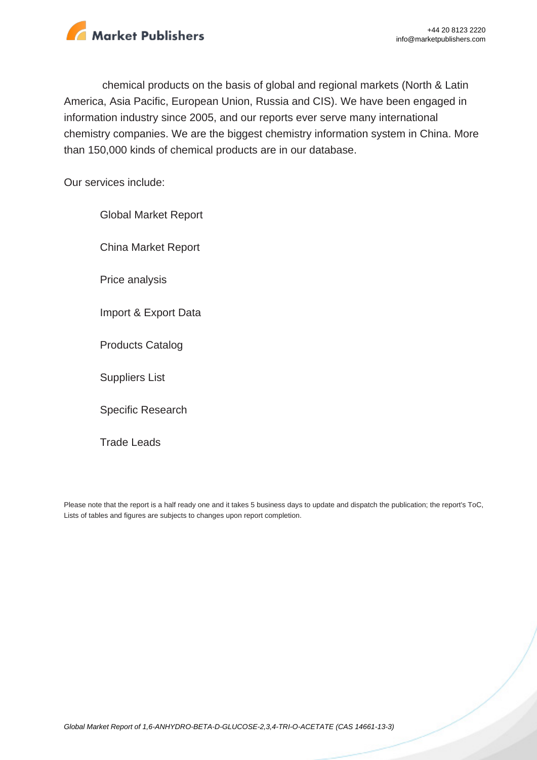chemical products on the basis of global and regional markets (North & Latin America, Asia Pacific, European Union, Russia and CIS). We have been engaged in information industry since 2005, and our reports ever serve many international chemistry companies. We are the biggest chemistry information system in China. More than 150,000 kinds of chemical products are in our database.

Our services include:

- Global Market Report
- China Market Report
- Price analysis
- Import & Export Data
- Products Catalog
- Suppliers List
- Specific Research
- Trade Leads

Please note that the report is a half ready one and it takes 5 business days to update and dispatch the publication; the report's ToC, Lists of tables and figures are subjects to changes upon report completion.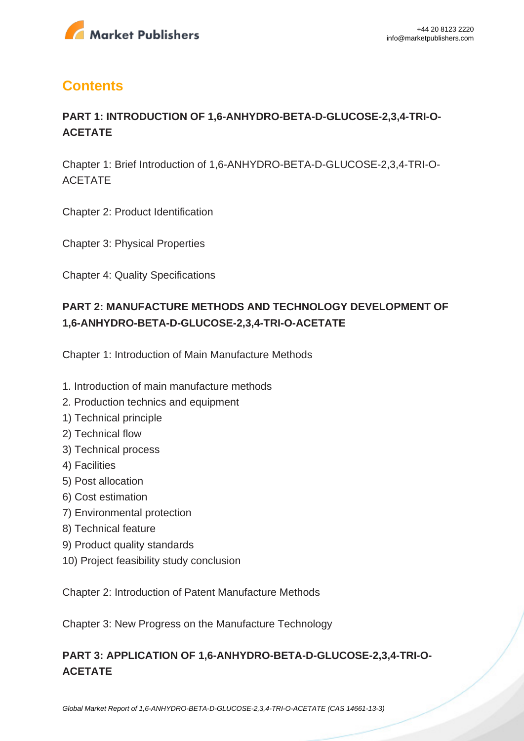## Contents

### PART 1: INTRODUCTION OF 1,6-ANHYDRO-BETA-D-GLUCOSE-2,3,4-TRI-O-ACETATE

Chapter 1: Brief Introduction of 1,6-ANHYDRO-BETA-D-GLUCOSE-2,3,4-TRI-O-ACETATE

Chapter 2: Product Identification

Chapter 3: Physical Properties

Chapter 4: Quality Specifications

### PART 2: MANUFACTURE METHODS AND TECHNOLOGY DEVELOPMENT OF 1,6-ANHYDRO-BETA-D-GLUCOSE-2,3,4-TRI-O-ACETATE

Chapter 1: Introduction of Main Manufacture Methods

1. Introduction of main manufacture methods
2. Production technics and equipment
1) Technical principle
2) Technical flow
3) Technical process
4) Facilities
5) Post allocation
6) Cost estimation
7) Environmental protection
8) Technical feature
9) Product quality standards
10) Project feasibility study conclusion

Chapter 2: Introduction of Patent Manufacture Methods

Chapter 3: New Progress on the Manufacture Technology

### PART 3: APPLICATION OF 1,6-ANHYDRO-BETA-D-GLUCOSE-2,3,4-TRI-O-ACETATE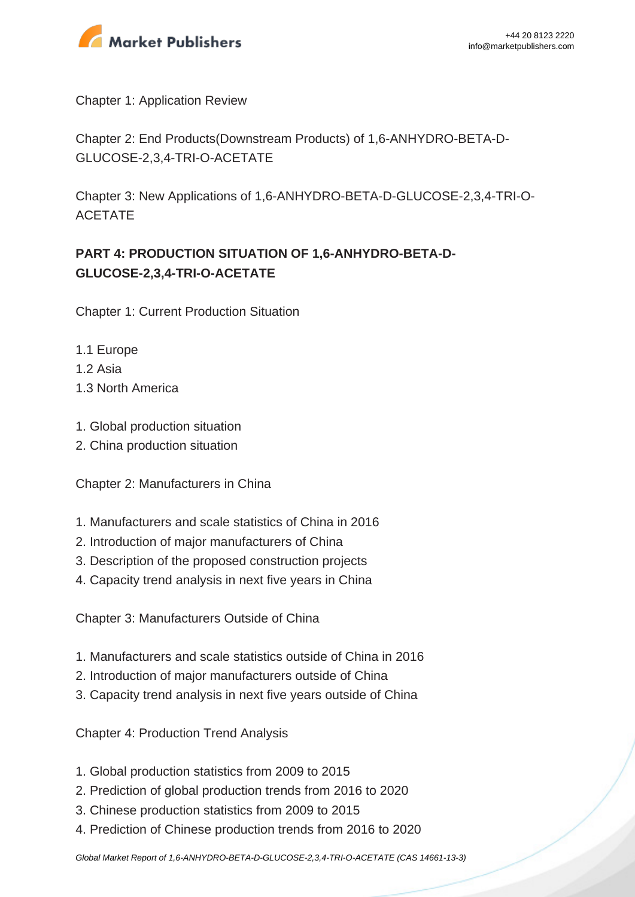Chapter 1: Application Review

Chapter 2: End Products(Downstream Products) of 1,6-ANHYDRO-BETA-D-GLUCOSE-2,3,4-TRI-O-ACETATE

Chapter 3: New Applications of 1,6-ANHYDRO-BETA-D-GLUCOSE-2,3,4-TRI-O-ACETATE

**PART 4: PRODUCTION SITUATION OF 1,6-ANHYDRO-BETA-D-GLUCOSE-2,3,4-TRI-O-ACETATE**

Chapter 1: Current Production Situation

1.1 Europe
1.2 Asia
1.3 North America

1. Global production situation
2. China production situation

Chapter 2: Manufacturers in China

1. Manufacturers and scale statistics of China in 2016
2. Introduction of major manufacturers of China
3. Description of the proposed construction projects
4. Capacity trend analysis in next five years in China

Chapter 3: Manufacturers Outside of China

1. Manufacturers and scale statistics outside of China in 2016
2. Introduction of major manufacturers outside of China
3. Capacity trend analysis in next five years outside of China

Chapter 4: Production Trend Analysis

1. Global production statistics from 2009 to 2015
2. Prediction of global production trends from 2016 to 2020
3. Chinese production statistics from 2009 to 2015
4. Prediction of Chinese production trends from 2016 to 2020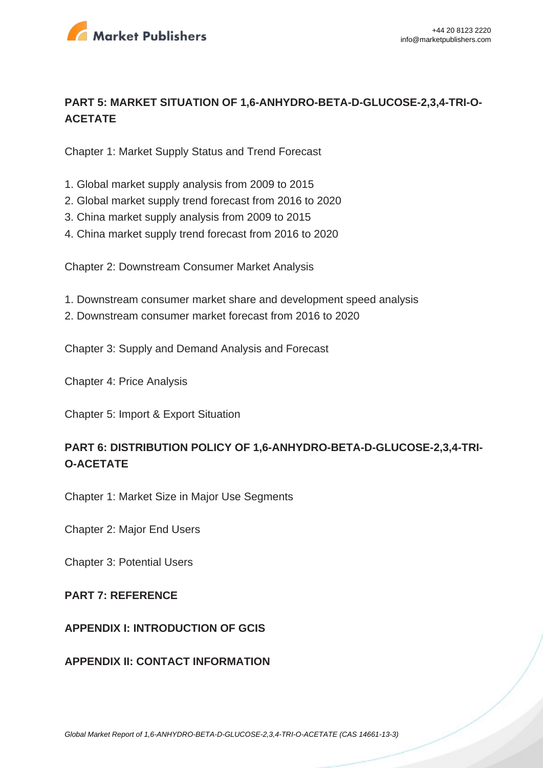**PART 5: MARKET SITUATION OF 1,6-ANHYDRO-BETA-D-GLUCOSE-2,3,4-TRI-O-ACETATE**

Chapter 1: Market Supply Status and Trend Forecast

1. Global market supply analysis from 2009 to 2015
2. Global market supply trend forecast from 2016 to 2020
3. China market supply analysis from 2009 to 2015
4. China market supply trend forecast from 2016 to 2020

Chapter 2: Downstream Consumer Market Analysis

1. Downstream consumer market share and development speed analysis
2. Downstream consumer market forecast from 2016 to 2020

Chapter 3: Supply and Demand Analysis and Forecast

Chapter 4: Price Analysis

Chapter 5: Import & Export Situation

**PART 6: DISTRIBUTION POLICY OF 1,6-ANHYDRO-BETA-D-GLUCOSE-2,3,4-TRI-O-ACETATE**

Chapter 1: Market Size in Major Use Segments

Chapter 2: Major End Users

Chapter 3: Potential Users

**PART 7: REFERENCE**

**APPENDIX I: INTRODUCTION OF GCIS**

**APPENDIX II: CONTACT INFORMATION**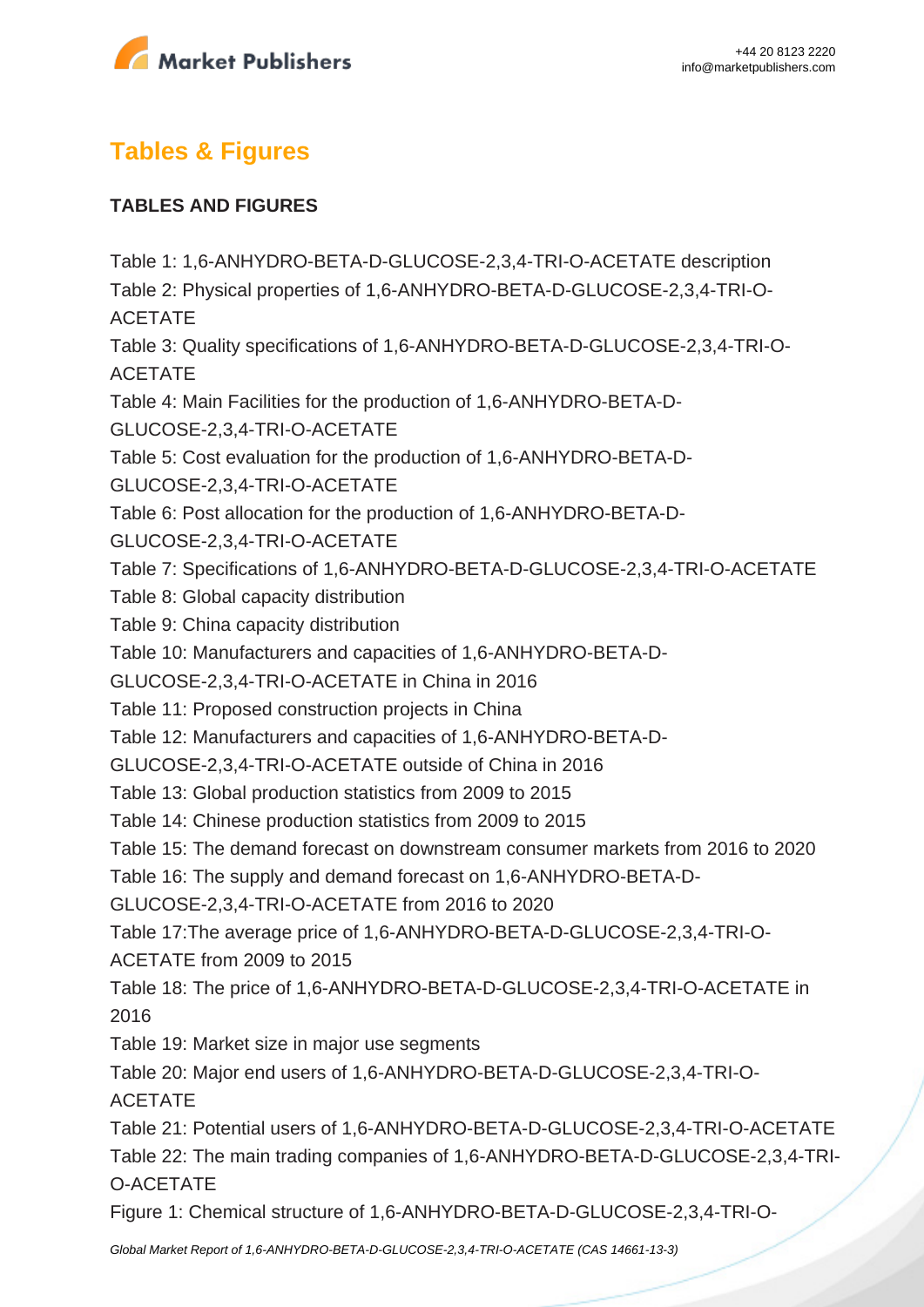## Tables & Figures

**TABLES AND FIGURES**

Table 1: 1,6-ANHYDRO-BETA-D-GLUCOSE-2,3,4-TRI-O-ACETATE description
Table 2: Physical properties of 1,6-ANHYDRO-BETA-D-GLUCOSE-2,3,4-TRI-O-ACETATE
Table 3: Quality specifications of 1,6-ANHYDRO-BETA-D-GLUCOSE-2,3,4-TRI-O-ACETATE
Table 4: Main Facilities for the production of 1,6-ANHYDRO-BETA-D-GLUCOSE-2,3,4-TRI-O-ACETATE
Table 5: Cost evaluation for the production of 1,6-ANHYDRO-BETA-D-GLUCOSE-2,3,4-TRI-O-ACETATE
Table 6: Post allocation for the production of 1,6-ANHYDRO-BETA-D-GLUCOSE-2,3,4-TRI-O-ACETATE
Table 7: Specifications of 1,6-ANHYDRO-BETA-D-GLUCOSE-2,3,4-TRI-O-ACETATE
Table 8: Global capacity distribution
Table 9: China capacity distribution
Table 10: Manufacturers and capacities of 1,6-ANHYDRO-BETA-D-GLUCOSE-2,3,4-TRI-O-ACETATE in China in 2016
Table 11: Proposed construction projects in China
Table 12: Manufacturers and capacities of 1,6-ANHYDRO-BETA-D-GLUCOSE-2,3,4-TRI-O-ACETATE outside of China in 2016
Table 13: Global production statistics from 2009 to 2015
Table 14: Chinese production statistics from 2009 to 2015
Table 15: The demand forecast on downstream consumer markets from 2016 to 2020
Table 16: The supply and demand forecast on 1,6-ANHYDRO-BETA-D-GLUCOSE-2,3,4-TRI-O-ACETATE from 2016 to 2020
Table 17:The average price of 1,6-ANHYDRO-BETA-D-GLUCOSE-2,3,4-TRI-O-ACETATE from 2009 to 2015
Table 18: The price of 1,6-ANHYDRO-BETA-D-GLUCOSE-2,3,4-TRI-O-ACETATE in 2016
Table 19: Market size in major use segments
Table 20: Major end users of 1,6-ANHYDRO-BETA-D-GLUCOSE-2,3,4-TRI-O-ACETATE
Table 21: Potential users of 1,6-ANHYDRO-BETA-D-GLUCOSE-2,3,4-TRI-O-ACETATE
Table 22: The main trading companies of 1,6-ANHYDRO-BETA-D-GLUCOSE-2,3,4-TRI-O-ACETATE
Figure 1: Chemical structure of 1,6-ANHYDRO-BETA-D-GLUCOSE-2,3,4-TRI-O-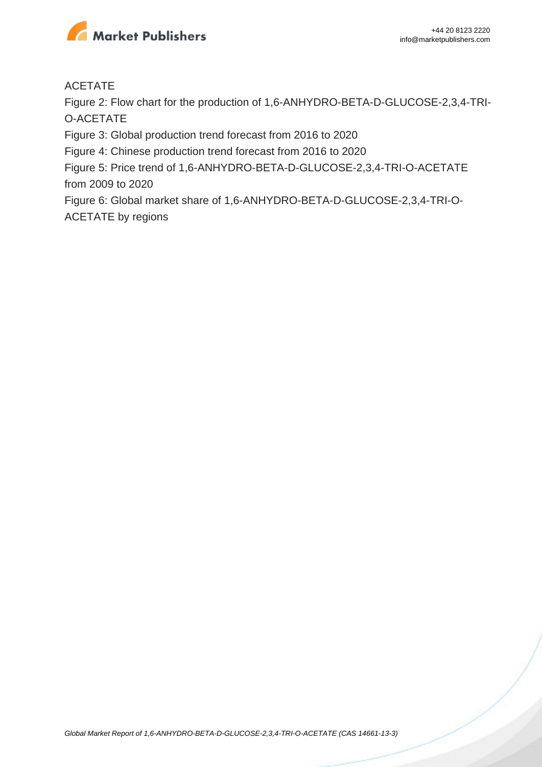ACETATE

Figure 2: Flow chart for the production of 1,6-ANHYDRO-BETA-D-GLUCOSE-2,3,4-TRI-O-ACETATE

Figure 3: Global production trend forecast from 2016 to 2020

Figure 4: Chinese production trend forecast from 2016 to 2020

Figure 5: Price trend of 1,6-ANHYDRO-BETA-D-GLUCOSE-2,3,4-TRI-O-ACETATE from 2009 to 2020

Figure 6: Global market share of 1,6-ANHYDRO-BETA-D-GLUCOSE-2,3,4-TRI-O-ACETATE by regions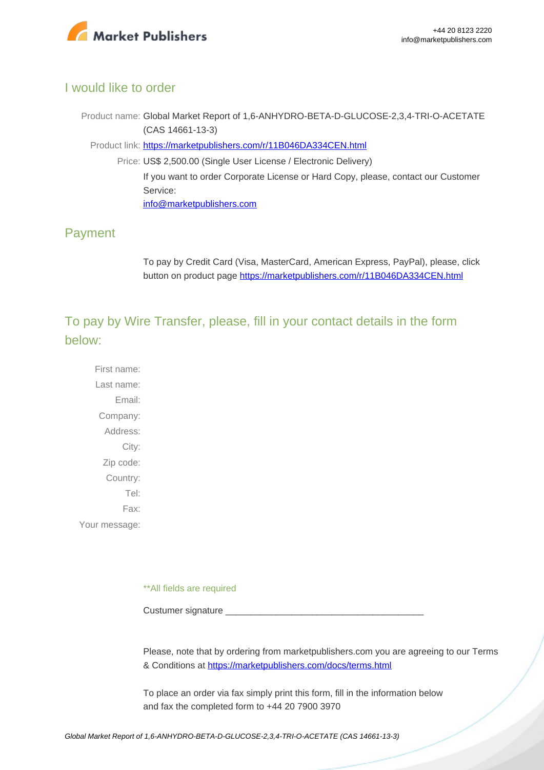## I would like to order

Product name: Global Market Report of 1,6-ANHYDRO-BETA-D-GLUCOSE-2,3,4-TRI-O-ACETATE (CAS 14661-13-3)

Product link: [https://marketpublishers.com/r/11B046DA334CEN.html](https://marketpublishers.com/r/11B046DA334CEN.html)

Price: US$ 2,500.00 (Single User License / Electronic Delivery)

If you want to order Corporate License or Hard Copy, please, contact our Customer Service:

[info@marketpublishers.com](mailto:info@marketpublishers.com)

## Payment

To pay by Credit Card (Visa, MasterCard, American Express, PayPal), please, click button on product page [https://marketpublishers.com/r/11B046DA334CEN.html](https://marketpublishers.com/r/11B046DA334CEN.html)

## To pay by Wire Transfer, please, fill in your contact details in the form below:

First name:

Last name:

Email:

Company:

Address:

City:

Zip code:

Country:

Tel:

Fax:

Your message:

**All fields are required

Custumer signature _______________________________________

Please, note that by ordering from marketpublishers.com you are agreeing to our Terms & Conditions at [https://marketpublishers.com/docs/terms.html](https://marketpublishers.com/docs/terms.html)

To place an order via fax simply print this form, fill in the information below and fax the completed form to +44 20 7900 3970